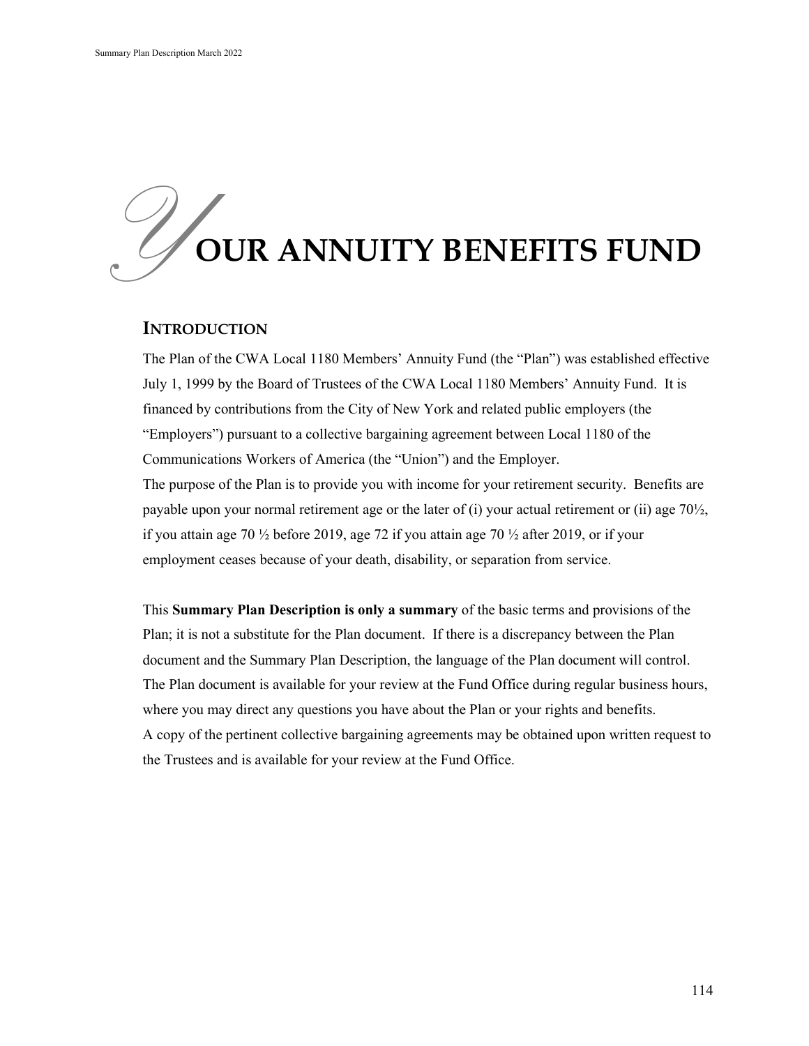# YOUR ANNUITY BENEFITS FUND

## INTRODUCTION

The Plan of the CWA Local 1180 Members' Annuity Fund (the "Plan") was established effective July 1, 1999 by the Board of Trustees of the CWA Local 1180 Members' Annuity Fund. It is financed by contributions from the City of New York and related public employers (the "Employers") pursuant to a collective bargaining agreement between Local 1180 of the Communications Workers of America (the "Union") and the Employer.

The purpose of the Plan is to provide you with income for your retirement security. Benefits are payable upon your normal retirement age or the later of (i) your actual retirement or (ii) age 70½, if you attain age 70 ½ before 2019, age 72 if you attain age 70 ½ after 2019, or if your employment ceases because of your death, disability, or separation from service.

This **Summary Plan Description is only a summary** of the basic terms and provisions of the Plan; it is not a substitute for the Plan document. If there is a discrepancy between the Plan document and the Summary Plan Description, the language of the Plan document will control. The Plan document is available for your review at the Fund Office during regular business hours, where you may direct any questions you have about the Plan or your rights and benefits.

A copy of the pertinent collective bargaining agreements may be obtained upon written request to the Trustees and is available for your review at the Fund Office.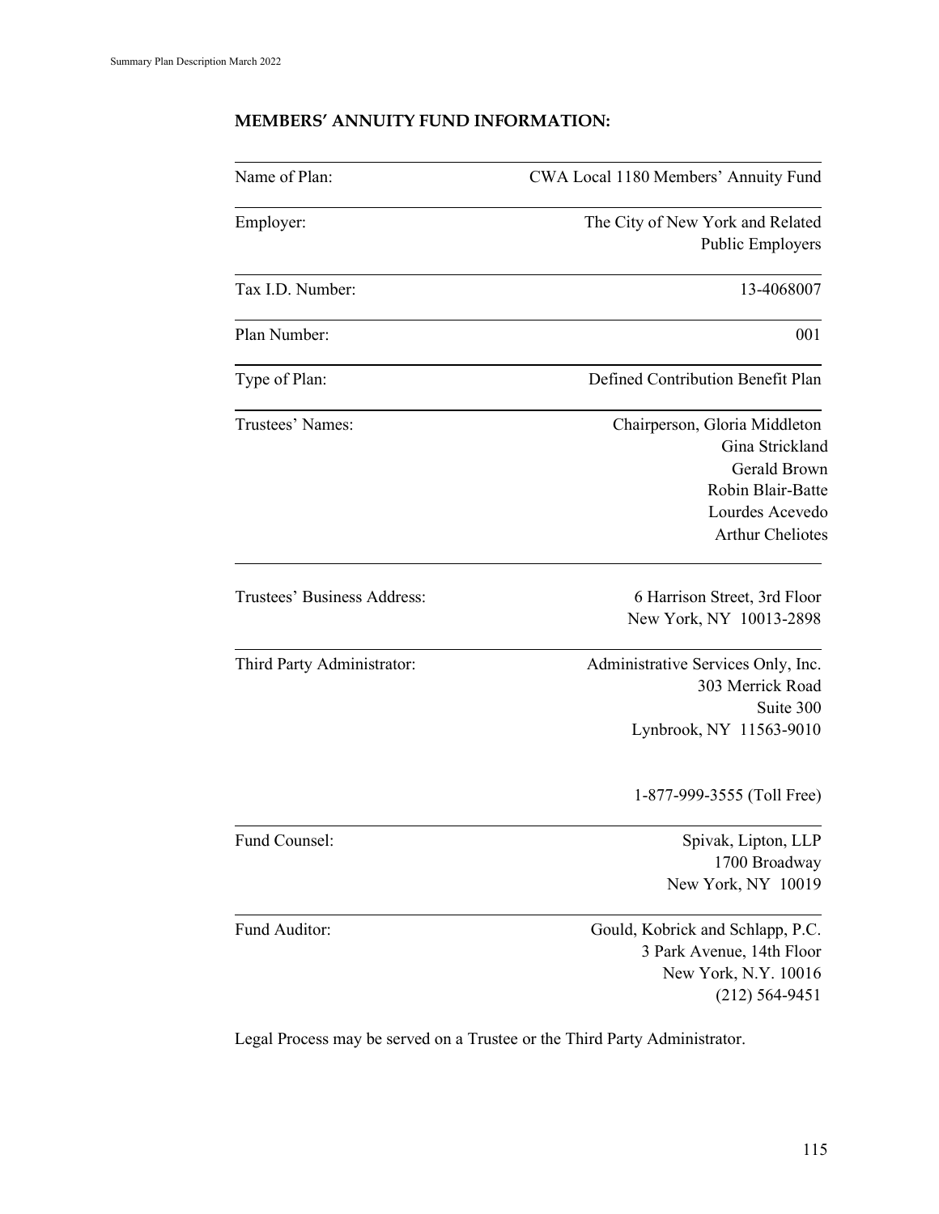**MEMBERS' ANNUITY FUND INFORMATION:**

| | |
|---|---|
| Name of Plan: | CWA Local 1180 Members' Annuity Fund |
| Employer: | The City of New York and Related Public Employers |
| Tax I.D. Number: | 13-4068007 |
| Plan Number: | 001 |
| Type of Plan: | Defined Contribution Benefit Plan |
| Trustees' Names: | Chairperson, Gloria Middleton<br>Gina Strickland<br>Gerald Brown<br>Robin Blair-Batte<br>Lourdes Acevedo<br>Arthur Cheliotes |
| Trustees' Business Address: | 6 Harrison Street, 3rd Floor<br>New York, NY 10013-2898 |
| Third Party Administrator: | Administrative Services Only, Inc.<br>303 Merrick Road<br>Suite 300<br>Lynbrook, NY 11563-9010<br><br>1-877-999-3555 (Toll Free) |
| Fund Counsel: | Spivak, Lipton, LLP<br>1700 Broadway<br>New York, NY 10019 |
| Fund Auditor: | Gould, Kobrick and Schlapp, P.C.<br>3 Park Avenue, 14th Floor<br>New York, N.Y. 10016<br>(212) 564-9451 |

Legal Process may be served on a Trustee or the Third Party Administrator.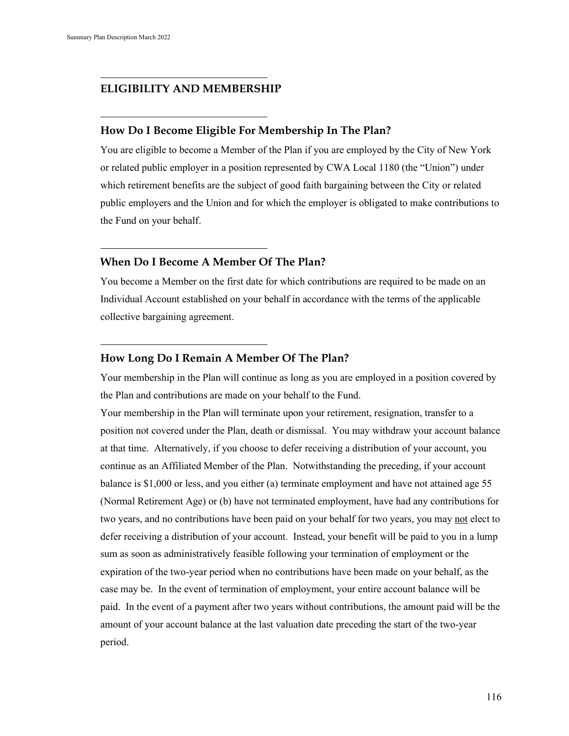## ELIGIBILITY AND MEMBERSHIP

### How Do I Become Eligible For Membership In The Plan?

You are eligible to become a Member of the Plan if you are employed by the City of New York or related public employer in a position represented by CWA Local 1180 (the "Union") under which retirement benefits are the subject of good faith bargaining between the City or related public employers and the Union and for which the employer is obligated to make contributions to the Fund on your behalf.

### When Do I Become A Member Of The Plan?

You become a Member on the first date for which contributions are required to be made on an Individual Account established on your behalf in accordance with the terms of the applicable collective bargaining agreement.

### How Long Do I Remain A Member Of The Plan?

Your membership in the Plan will continue as long as you are employed in a position covered by the Plan and contributions are made on your behalf to the Fund.

Your membership in the Plan will terminate upon your retirement, resignation, transfer to a position not covered under the Plan, death or dismissal. You may withdraw your account balance at that time. Alternatively, if you choose to defer receiving a distribution of your account, you continue as an Affiliated Member of the Plan. Notwithstanding the preceding, if your account balance is $1,000 or less, and you either (a) terminate employment and have not attained age 55 (Normal Retirement Age) or (b) have not terminated employment, have had any contributions for two years, and no contributions have been paid on your behalf for two years, you may <u>not</u> elect to defer receiving a distribution of your account. Instead, your benefit will be paid to you in a lump sum as soon as administratively feasible following your termination of employment or the expiration of the two-year period when no contributions have been made on your behalf, as the case may be. In the event of termination of employment, your entire account balance will be paid. In the event of a payment after two years without contributions, the amount paid will be the amount of your account balance at the last valuation date preceding the start of the two-year period.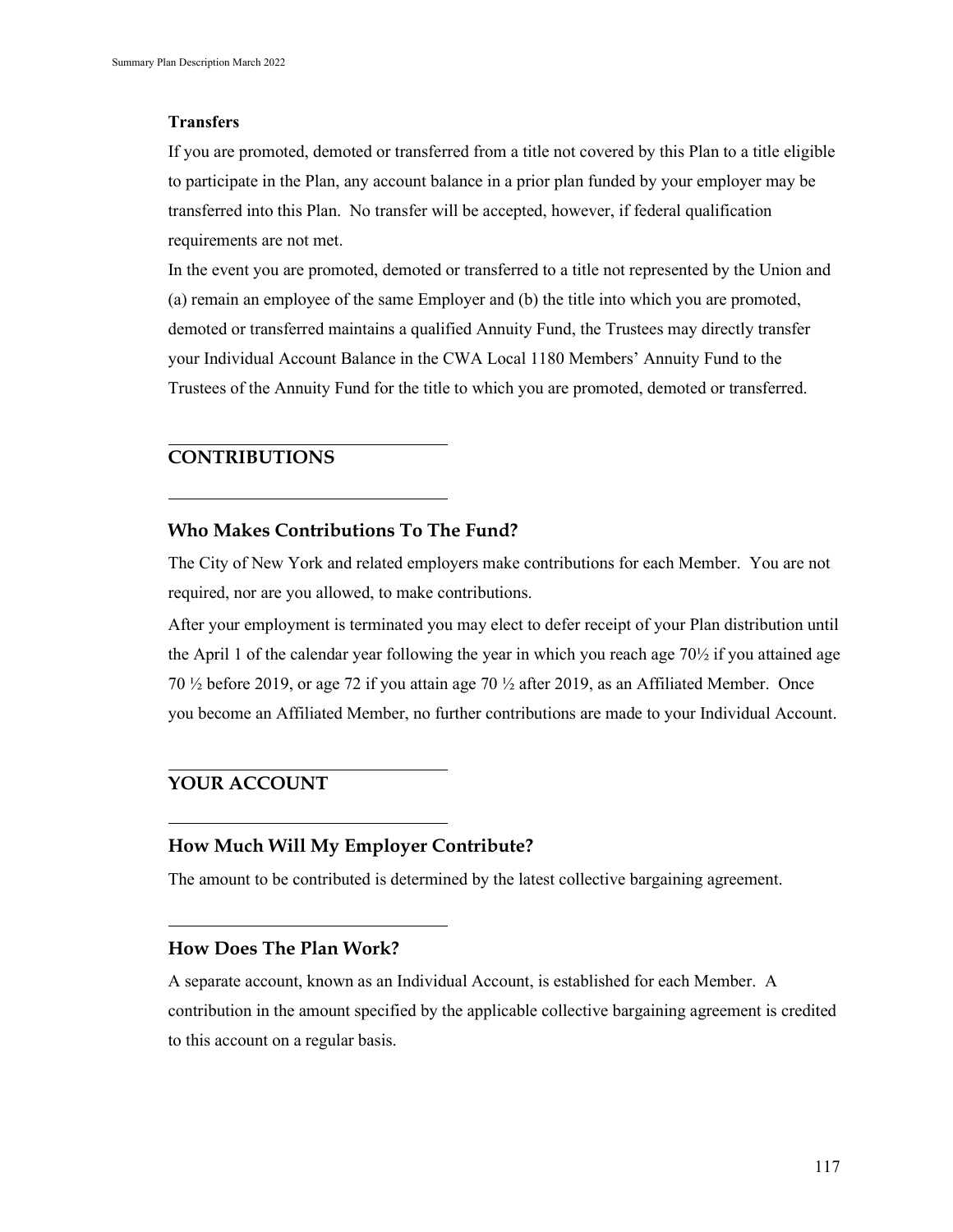**Transfers**

If you are promoted, demoted or transferred from a title not covered by this Plan to a title eligible to participate in the Plan, any account balance in a prior plan funded by your employer may be transferred into this Plan. No transfer will be accepted, however, if federal qualification requirements are not met.

In the event you are promoted, demoted or transferred to a title not represented by the Union and (a) remain an employee of the same Employer and (b) the title into which you are promoted, demoted or transferred maintains a qualified Annuity Fund, the Trustees may directly transfer your Individual Account Balance in the CWA Local 1180 Members' Annuity Fund to the Trustees of the Annuity Fund for the title to which you are promoted, demoted or transferred.

## CONTRIBUTIONS

### Who Makes Contributions To The Fund?

The City of New York and related employers make contributions for each Member. You are not required, nor are you allowed, to make contributions.

After your employment is terminated you may elect to defer receipt of your Plan distribution until the April 1 of the calendar year following the year in which you reach age 70½ if you attained age 70 ½ before 2019, or age 72 if you attain age 70 ½ after 2019, as an Affiliated Member. Once you become an Affiliated Member, no further contributions are made to your Individual Account.

## YOUR ACCOUNT

### How Much Will My Employer Contribute?

The amount to be contributed is determined by the latest collective bargaining agreement.

### How Does The Plan Work?

A separate account, known as an Individual Account, is established for each Member. A contribution in the amount specified by the applicable collective bargaining agreement is credited to this account on a regular basis.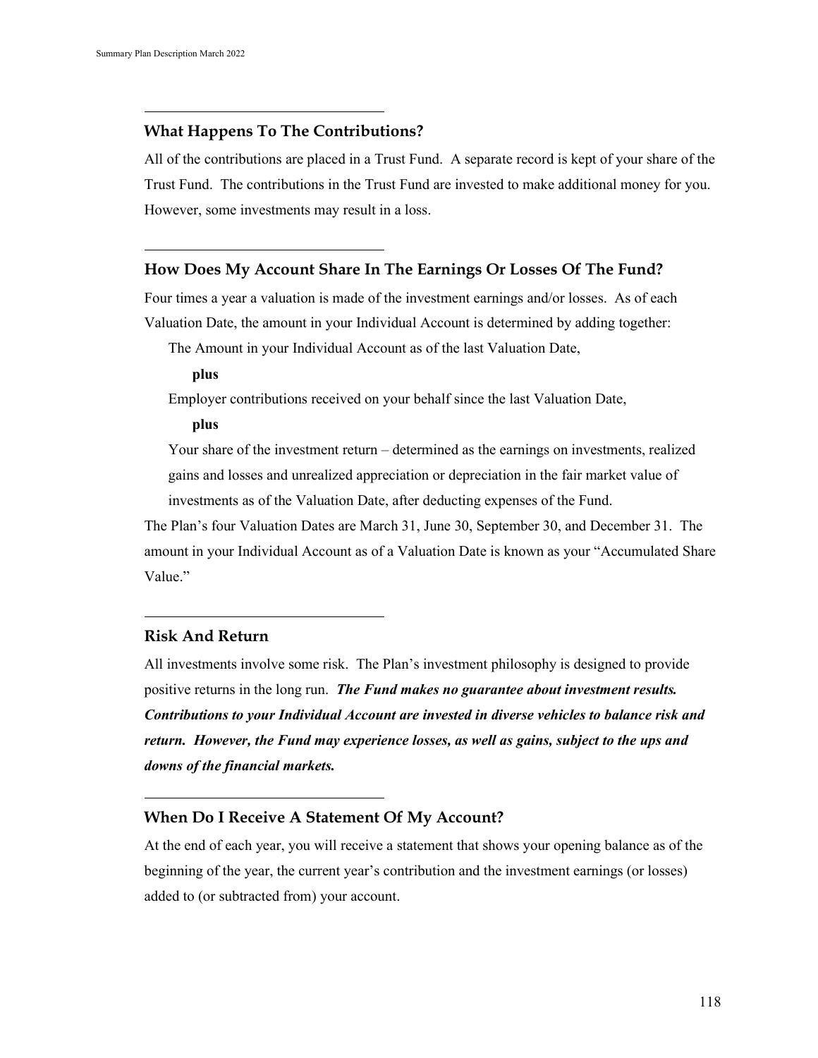## What Happens To The Contributions?

All of the contributions are placed in a Trust Fund. A separate record is kept of your share of the Trust Fund. The contributions in the Trust Fund are invested to make additional money for you. However, some investments may result in a loss.

## How Does My Account Share In The Earnings Or Losses Of The Fund?

Four times a year a valuation is made of the investment earnings and/or losses. As of each Valuation Date, the amount in your Individual Account is determined by adding together:

The Amount in your Individual Account as of the last Valuation Date,

**plus**

Employer contributions received on your behalf since the last Valuation Date,

**plus**

Your share of the investment return – determined as the earnings on investments, realized gains and losses and unrealized appreciation or depreciation in the fair market value of investments as of the Valuation Date, after deducting expenses of the Fund.

The Plan's four Valuation Dates are March 31, June 30, September 30, and December 31. The amount in your Individual Account as of a Valuation Date is known as your "Accumulated Share Value."

## Risk And Return

All investments involve some risk. The Plan's investment philosophy is designed to provide positive returns in the long run. ***The Fund makes no guarantee about investment results. Contributions to your Individual Account are invested in diverse vehicles to balance risk and return. However, the Fund may experience losses, as well as gains, subject to the ups and downs of the financial markets.***

## When Do I Receive A Statement Of My Account?

At the end of each year, you will receive a statement that shows your opening balance as of the beginning of the year, the current year's contribution and the investment earnings (or losses) added to (or subtracted from) your account.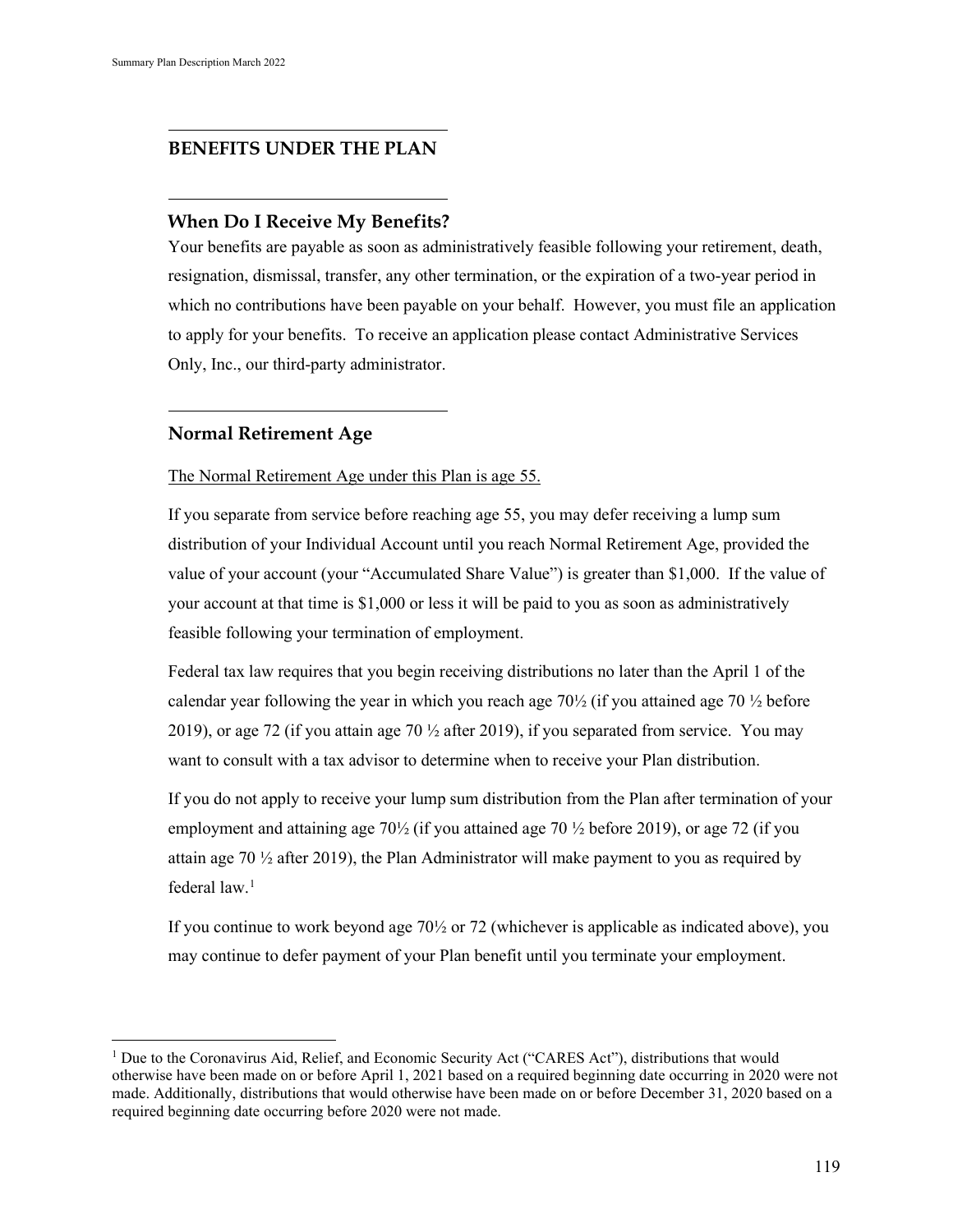## BENEFITS UNDER THE PLAN

### When Do I Receive My Benefits?

Your benefits are payable as soon as administratively feasible following your retirement, death, resignation, dismissal, transfer, any other termination, or the expiration of a two-year period in which no contributions have been payable on your behalf. However, you must file an application to apply for your benefits. To receive an application please contact Administrative Services Only, Inc., our third-party administrator.

### Normal Retirement Age

The Normal Retirement Age under this Plan is age 55.

If you separate from service before reaching age 55, you may defer receiving a lump sum distribution of your Individual Account until you reach Normal Retirement Age, provided the value of your account (your "Accumulated Share Value") is greater than $1,000. If the value of your account at that time is $1,000 or less it will be paid to you as soon as administratively feasible following your termination of employment.

Federal tax law requires that you begin receiving distributions no later than the April 1 of the calendar year following the year in which you reach age 70½ (if you attained age 70 ½ before 2019), or age 72 (if you attain age 70 ½ after 2019), if you separated from service. You may want to consult with a tax advisor to determine when to receive your Plan distribution.

If you do not apply to receive your lump sum distribution from the Plan after termination of your employment and attaining age 70½ (if you attained age 70 ½ before 2019), or age 72 (if you attain age 70 ½ after 2019), the Plan Administrator will make payment to you as required by federal law.[1]

If you continue to work beyond age 70½ or 72 (whichever is applicable as indicated above), you may continue to defer payment of your Plan benefit until you terminate your employment.

[1] Due to the Coronavirus Aid, Relief, and Economic Security Act ("CARES Act"), distributions that would otherwise have been made on or before April 1, 2021 based on a required beginning date occurring in 2020 were not made. Additionally, distributions that would otherwise have been made on or before December 31, 2020 based on a required beginning date occurring before 2020 were not made.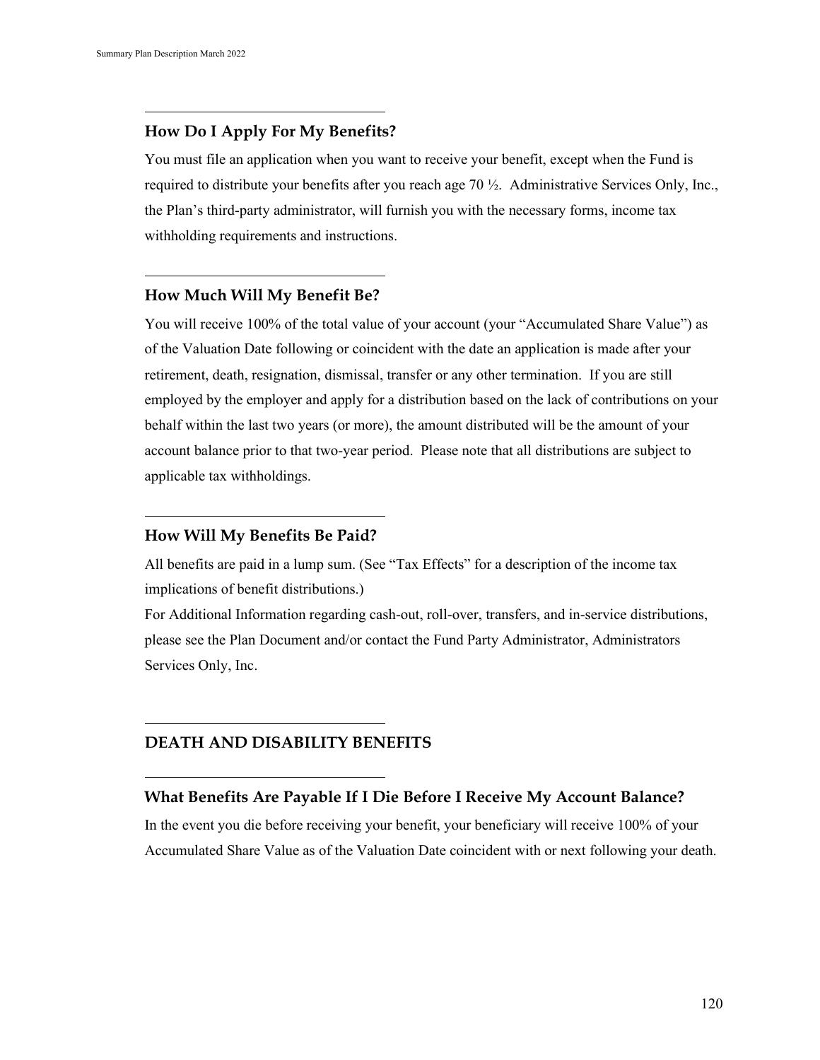### How Do I Apply For My Benefits?

You must file an application when you want to receive your benefit, except when the Fund is required to distribute your benefits after you reach age 70 ½. Administrative Services Only, Inc., the Plan's third-party administrator, will furnish you with the necessary forms, income tax withholding requirements and instructions.

### How Much Will My Benefit Be?

You will receive 100% of the total value of your account (your "Accumulated Share Value") as of the Valuation Date following or coincident with the date an application is made after your retirement, death, resignation, dismissal, transfer or any other termination. If you are still employed by the employer and apply for a distribution based on the lack of contributions on your behalf within the last two years (or more), the amount distributed will be the amount of your account balance prior to that two-year period. Please note that all distributions are subject to applicable tax withholdings.

### How Will My Benefits Be Paid?

All benefits are paid in a lump sum. (See "Tax Effects" for a description of the income tax implications of benefit distributions.)

For Additional Information regarding cash-out, roll-over, transfers, and in-service distributions, please see the Plan Document and/or contact the Fund Party Administrator, Administrators Services Only, Inc.

## DEATH AND DISABILITY BENEFITS

### What Benefits Are Payable If I Die Before I Receive My Account Balance?

In the event you die before receiving your benefit, your beneficiary will receive 100% of your Accumulated Share Value as of the Valuation Date coincident with or next following your death.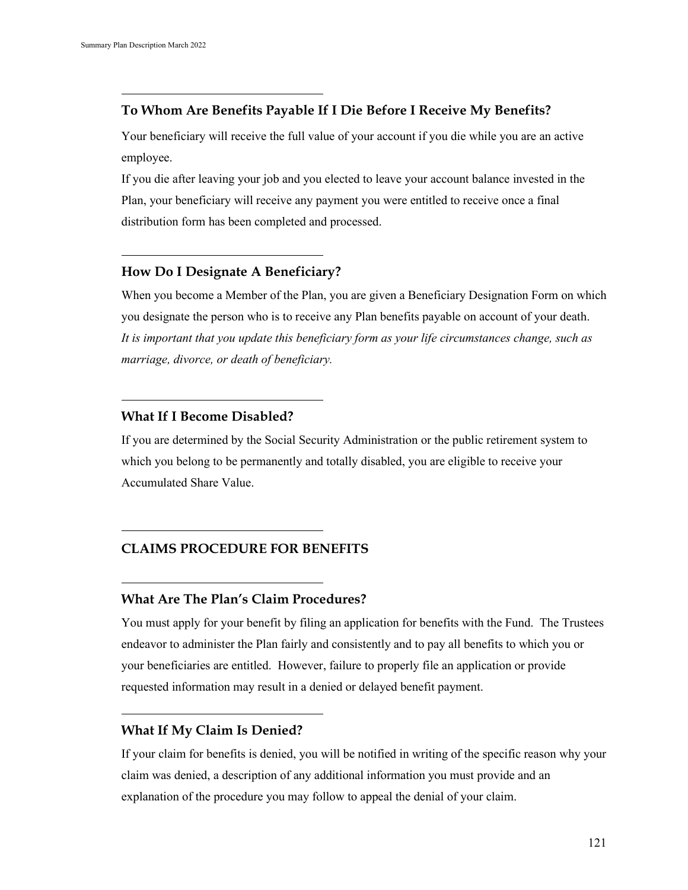### To Whom Are Benefits Payable If I Die Before I Receive My Benefits?

Your beneficiary will receive the full value of your account if you die while you are an active employee.

If you die after leaving your job and you elected to leave your account balance invested in the Plan, your beneficiary will receive any payment you were entitled to receive once a final distribution form has been completed and processed.

### How Do I Designate A Beneficiary?

When you become a Member of the Plan, you are given a Beneficiary Designation Form on which you designate the person who is to receive any Plan benefits payable on account of your death. *It is important that you update this beneficiary form as your life circumstances change, such as marriage, divorce, or death of beneficiary.*

### What If I Become Disabled?

If you are determined by the Social Security Administration or the public retirement system to which you belong to be permanently and totally disabled, you are eligible to receive your Accumulated Share Value.

## CLAIMS PROCEDURE FOR BENEFITS

### What Are The Plan's Claim Procedures?

You must apply for your benefit by filing an application for benefits with the Fund. The Trustees endeavor to administer the Plan fairly and consistently and to pay all benefits to which you or your beneficiaries are entitled. However, failure to properly file an application or provide requested information may result in a denied or delayed benefit payment.

### What If My Claim Is Denied?

If your claim for benefits is denied, you will be notified in writing of the specific reason why your claim was denied, a description of any additional information you must provide and an explanation of the procedure you may follow to appeal the denial of your claim.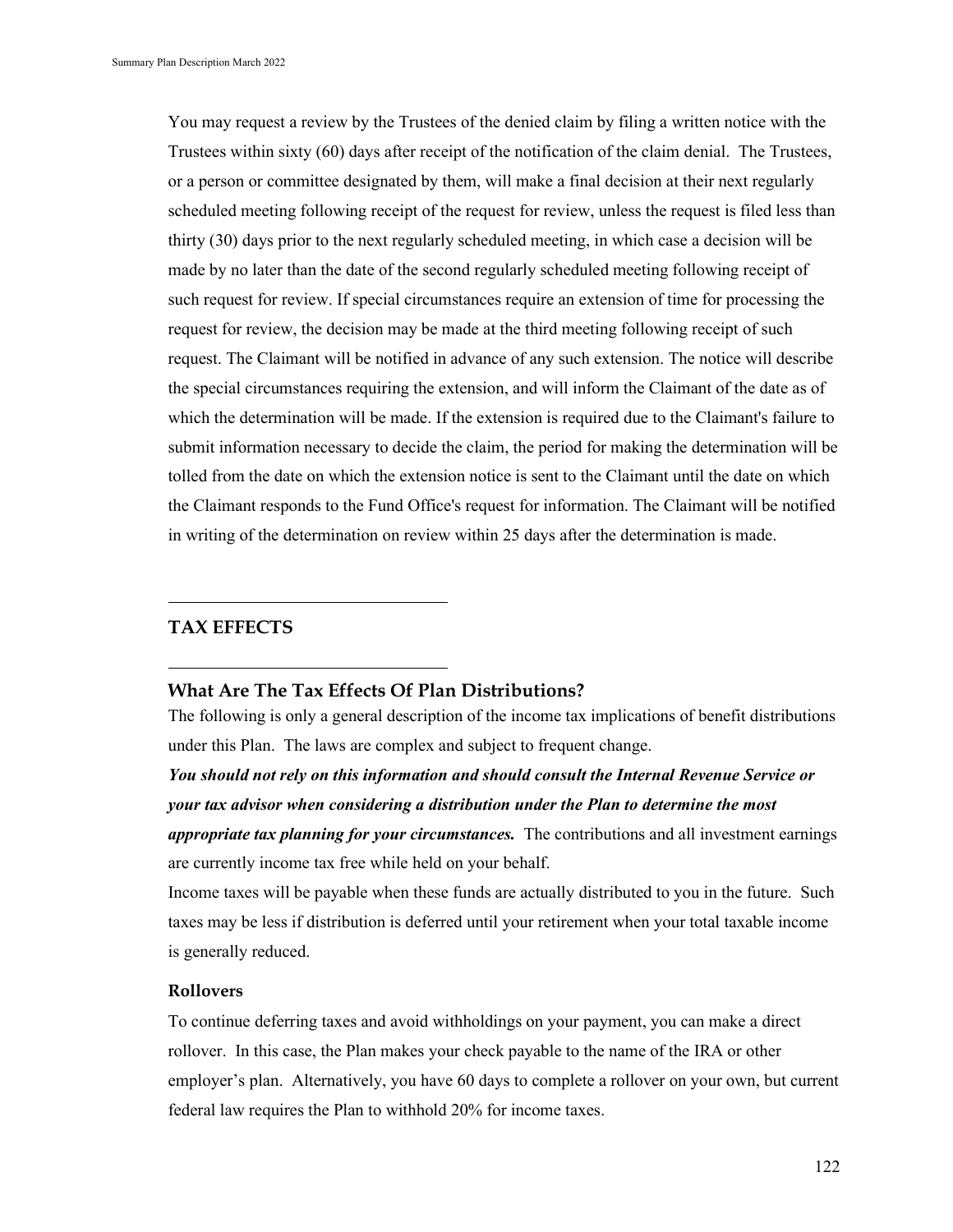You may request a review by the Trustees of the denied claim by filing a written notice with the Trustees within sixty (60) days after receipt of the notification of the claim denial. The Trustees, or a person or committee designated by them, will make a final decision at their next regularly scheduled meeting following receipt of the request for review, unless the request is filed less than thirty (30) days prior to the next regularly scheduled meeting, in which case a decision will be made by no later than the date of the second regularly scheduled meeting following receipt of such request for review. If special circumstances require an extension of time for processing the request for review, the decision may be made at the third meeting following receipt of such request. The Claimant will be notified in advance of any such extension. The notice will describe the special circumstances requiring the extension, and will inform the Claimant of the date as of which the determination will be made. If the extension is required due to the Claimant's failure to submit information necessary to decide the claim, the period for making the determination will be tolled from the date on which the extension notice is sent to the Claimant until the date on which the Claimant responds to the Fund Office's request for information. The Claimant will be notified in writing of the determination on review within 25 days after the determination is made.

## TAX EFFECTS

### What Are The Tax Effects Of Plan Distributions?

The following is only a general description of the income tax implications of benefit distributions under this Plan. The laws are complex and subject to frequent change.

***You should not rely on this information and should consult the Internal Revenue Service or your tax advisor when considering a distribution under the Plan to determine the most appropriate tax planning for your circumstances.*** The contributions and all investment earnings are currently income tax free while held on your behalf.

Income taxes will be payable when these funds are actually distributed to you in the future. Such taxes may be less if distribution is deferred until your retirement when your total taxable income is generally reduced.

#### Rollovers

To continue deferring taxes and avoid withholdings on your payment, you can make a direct rollover. In this case, the Plan makes your check payable to the name of the IRA or other employer's plan. Alternatively, you have 60 days to complete a rollover on your own, but current federal law requires the Plan to withhold 20% for income taxes.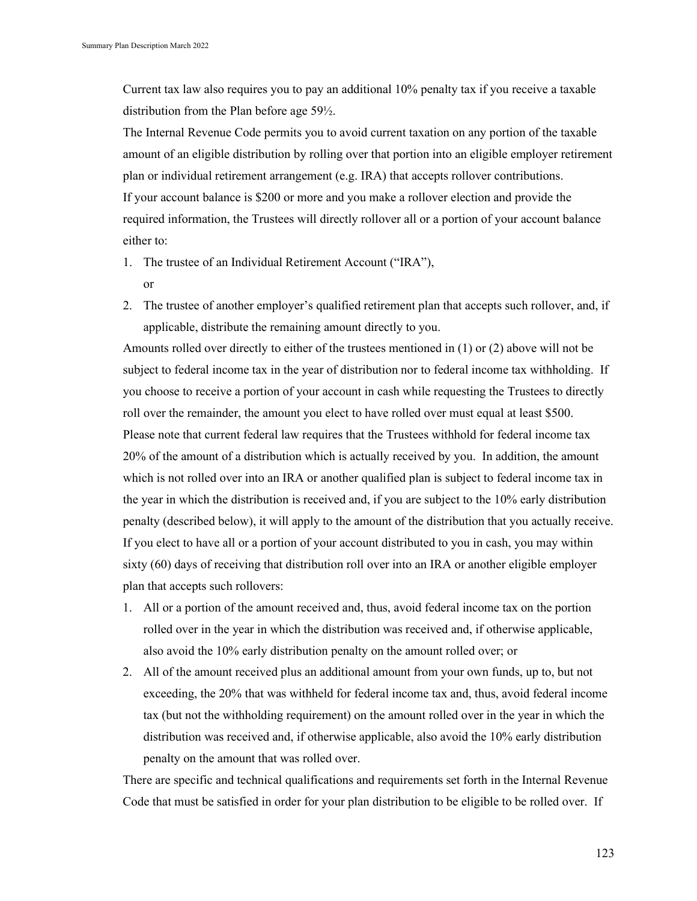Current tax law also requires you to pay an additional 10% penalty tax if you receive a taxable distribution from the Plan before age 59½.

The Internal Revenue Code permits you to avoid current taxation on any portion of the taxable amount of an eligible distribution by rolling over that portion into an eligible employer retirement plan or individual retirement arrangement (e.g. IRA) that accepts rollover contributions.

If your account balance is $200 or more and you make a rollover election and provide the required information, the Trustees will directly rollover all or a portion of your account balance either to:

1. The trustee of an Individual Retirement Account ("IRA"),
   or
2. The trustee of another employer's qualified retirement plan that accepts such rollover, and, if applicable, distribute the remaining amount directly to you.

Amounts rolled over directly to either of the trustees mentioned in (1) or (2) above will not be subject to federal income tax in the year of distribution nor to federal income tax withholding. If you choose to receive a portion of your account in cash while requesting the Trustees to directly roll over the remainder, the amount you elect to have rolled over must equal at least $500.

Please note that current federal law requires that the Trustees withhold for federal income tax 20% of the amount of a distribution which is actually received by you. In addition, the amount which is not rolled over into an IRA or another qualified plan is subject to federal income tax in the year in which the distribution is received and, if you are subject to the 10% early distribution penalty (described below), it will apply to the amount of the distribution that you actually receive.

If you elect to have all or a portion of your account distributed to you in cash, you may within sixty (60) days of receiving that distribution roll over into an IRA or another eligible employer plan that accepts such rollovers:

1. All or a portion of the amount received and, thus, avoid federal income tax on the portion rolled over in the year in which the distribution was received and, if otherwise applicable, also avoid the 10% early distribution penalty on the amount rolled over; or
2. All of the amount received plus an additional amount from your own funds, up to, but not exceeding, the 20% that was withheld for federal income tax and, thus, avoid federal income tax (but not the withholding requirement) on the amount rolled over in the year in which the distribution was received and, if otherwise applicable, also avoid the 10% early distribution penalty on the amount that was rolled over.

There are specific and technical qualifications and requirements set forth in the Internal Revenue Code that must be satisfied in order for your plan distribution to be eligible to be rolled over. If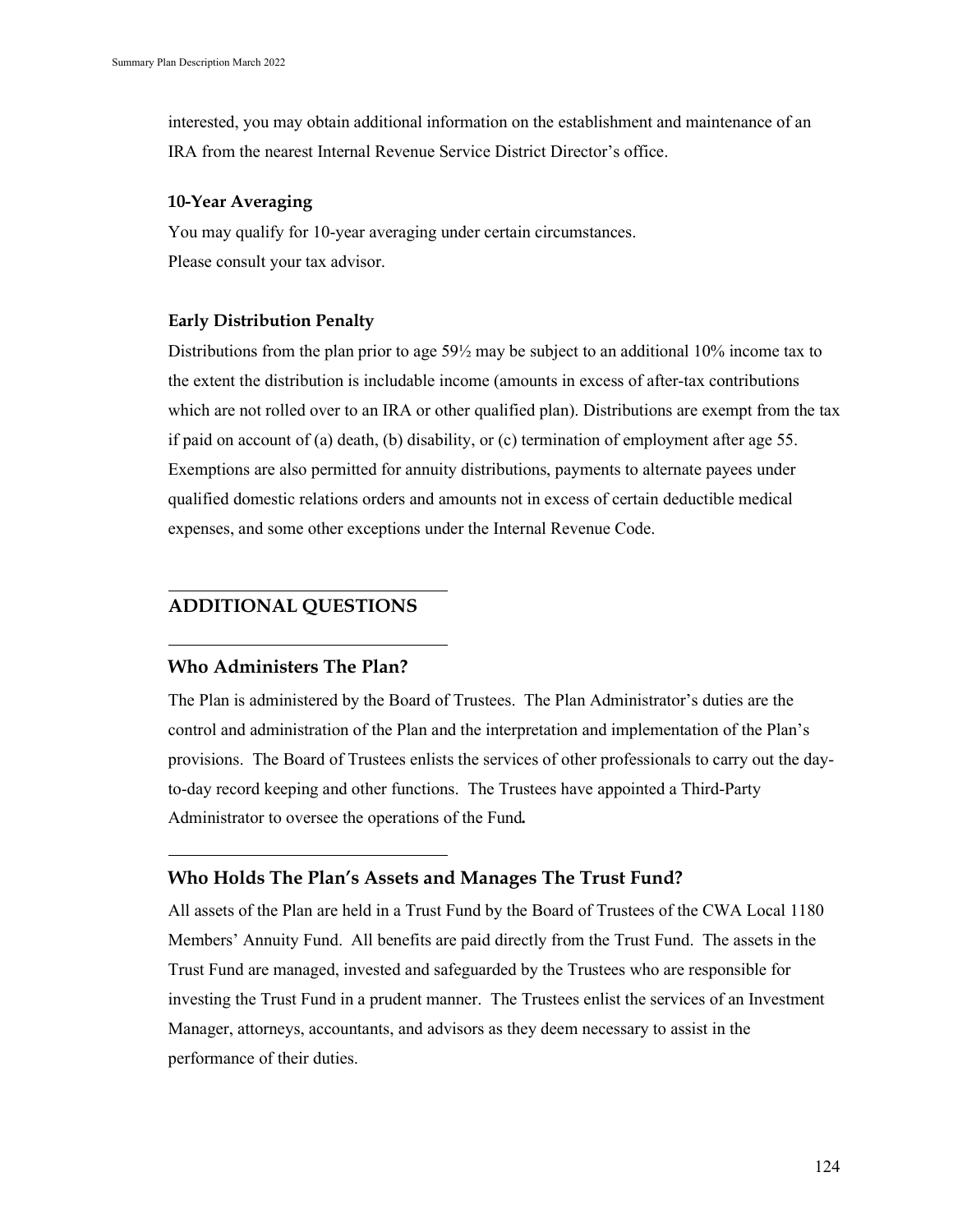interested, you may obtain additional information on the establishment and maintenance of an IRA from the nearest Internal Revenue Service District Director's office.

### 10-Year Averaging

You may qualify for 10-year averaging under certain circumstances.
Please consult your tax advisor.

### Early Distribution Penalty

Distributions from the plan prior to age 59½ may be subject to an additional 10% income tax to the extent the distribution is includable income (amounts in excess of after-tax contributions which are not rolled over to an IRA or other qualified plan). Distributions are exempt from the tax if paid on account of (a) death, (b) disability, or (c) termination of employment after age 55. Exemptions are also permitted for annuity distributions, payments to alternate payees under qualified domestic relations orders and amounts not in excess of certain deductible medical expenses, and some other exceptions under the Internal Revenue Code.

## ADDITIONAL QUESTIONS

### Who Administers The Plan?

The Plan is administered by the Board of Trustees. The Plan Administrator's duties are the control and administration of the Plan and the interpretation and implementation of the Plan's provisions. The Board of Trustees enlists the services of other professionals to carry out the day-to-day record keeping and other functions. The Trustees have appointed a Third-Party Administrator to oversee the operations of the Fund**.**

### Who Holds The Plan's Assets and Manages The Trust Fund?

All assets of the Plan are held in a Trust Fund by the Board of Trustees of the CWA Local 1180 Members' Annuity Fund. All benefits are paid directly from the Trust Fund. The assets in the Trust Fund are managed, invested and safeguarded by the Trustees who are responsible for investing the Trust Fund in a prudent manner. The Trustees enlist the services of an Investment Manager, attorneys, accountants, and advisors as they deem necessary to assist in the performance of their duties.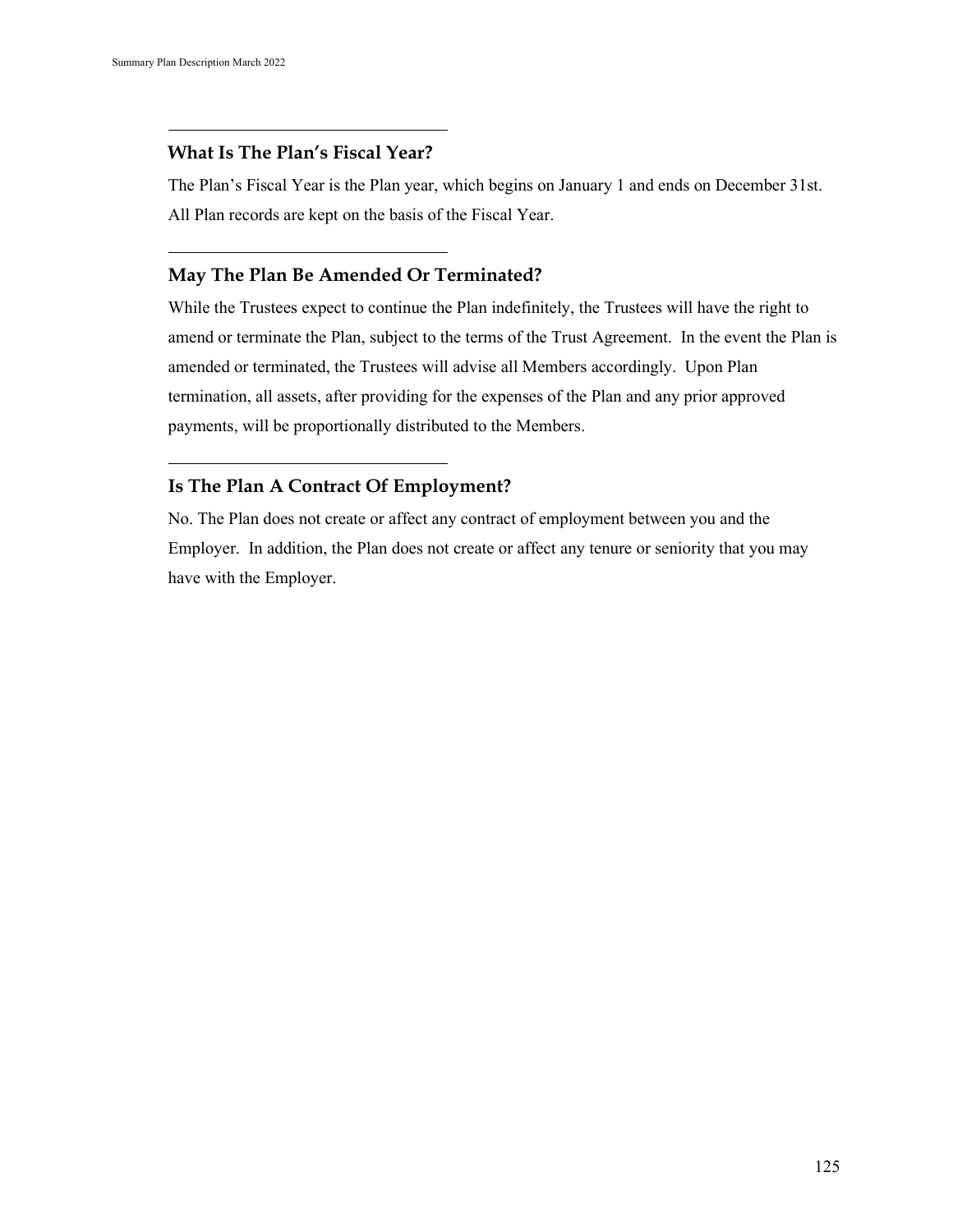## What Is The Plan's Fiscal Year?

The Plan's Fiscal Year is the Plan year, which begins on January 1 and ends on December 31st. All Plan records are kept on the basis of the Fiscal Year.

## May The Plan Be Amended Or Terminated?

While the Trustees expect to continue the Plan indefinitely, the Trustees will have the right to amend or terminate the Plan, subject to the terms of the Trust Agreement. In the event the Plan is amended or terminated, the Trustees will advise all Members accordingly. Upon Plan termination, all assets, after providing for the expenses of the Plan and any prior approved payments, will be proportionally distributed to the Members.

## Is The Plan A Contract Of Employment?

No. The Plan does not create or affect any contract of employment between you and the Employer. In addition, the Plan does not create or affect any tenure or seniority that you may have with the Employer.